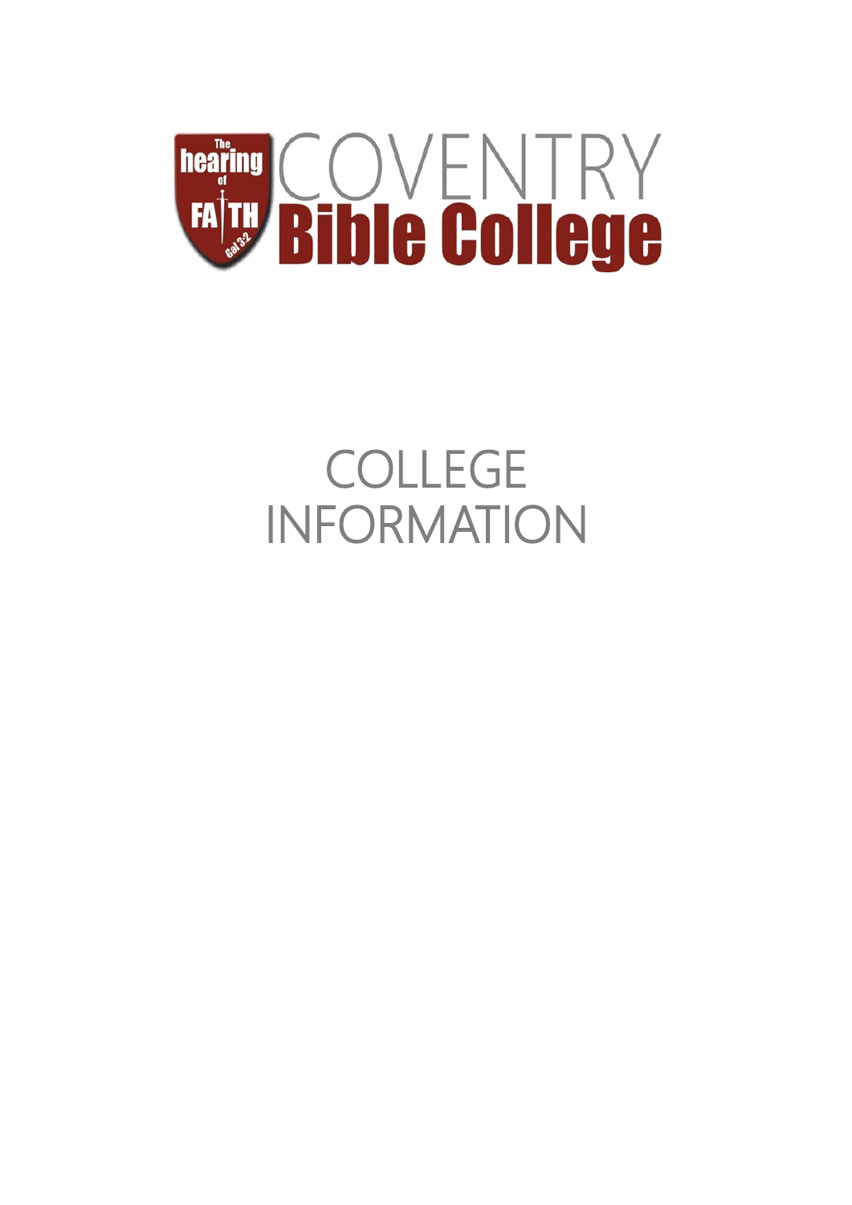# COVENTRY Bible College

# COLLEGE INFORMATION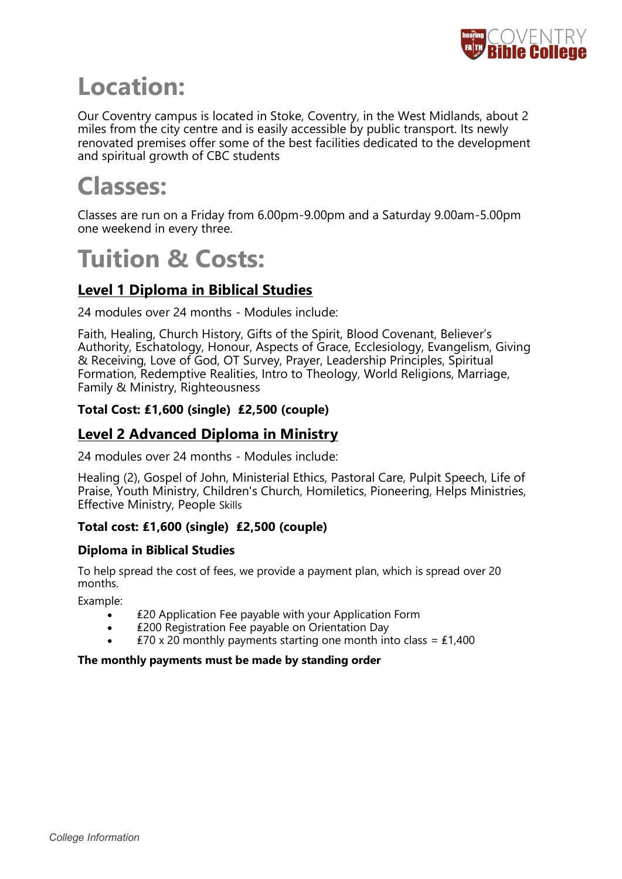# Location:

Our Coventry campus is located in Stoke, Coventry, in the West Midlands, about 2 miles from the city centre and is easily accessible by public transport. Its newly renovated premises offer some of the best facilities dedicated to the development and spiritual growth of CBC students

# Classes:

Classes are run on a Friday from 6.00pm-9.00pm and a Saturday 9.00am-5.00pm one weekend in every three.

# Tuition & Costs:

## Level 1 Diploma in Biblical Studies

24 modules over 24 months - Modules include:

Faith, Healing, Church History, Gifts of the Spirit, Blood Covenant, Believer's Authority, Eschatology, Honour, Aspects of Grace, Ecclesiology, Evangelism, Giving & Receiving, Love of God, OT Survey, Prayer, Leadership Principles, Spiritual Formation, Redemptive Realities, Intro to Theology, World Religions, Marriage, Family & Ministry, Righteousness

**Total Cost: £1,600 (single) £2,500 (couple)**

## Level 2 Advanced Diploma in Ministry

24 modules over 24 months - Modules include:

Healing (2), Gospel of John, Ministerial Ethics, Pastoral Care, Pulpit Speech, Life of Praise, Youth Ministry, Children's Church, Homiletics, Pioneering, Helps Ministries, Effective Ministry, People Skills

**Total cost: £1,600 (single) £2,500 (couple)**

### Diploma in Biblical Studies

To help spread the cost of fees, we provide a payment plan, which is spread over 20 months.

Example:

- £20 Application Fee payable with your Application Form
- £200 Registration Fee payable on Orientation Day
- £70 x 20 monthly payments starting one month into class = £1,400

**The monthly payments must be made by standing order**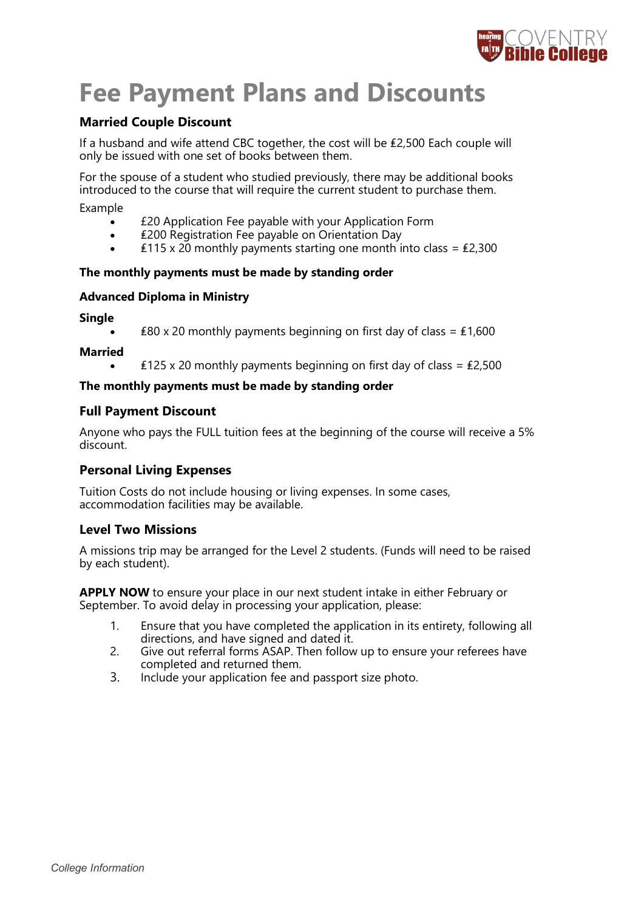# Fee Payment Plans and Discounts

### Married Couple Discount

If a husband and wife attend CBC together, the cost will be £2,500 Each couple will only be issued with one set of books between them.

For the spouse of a student who studied previously, there may be additional books introduced to the course that will require the current student to purchase them.

Example

- £20 Application Fee payable with your Application Form
- £200 Registration Fee payable on Orientation Day
- £115 x 20 monthly payments starting one month into class = £2,300

**The monthly payments must be made by standing order**

**Advanced Diploma in Ministry**

**Single**

- £80 x 20 monthly payments beginning on first day of class = £1,600

**Married**

- £125 x 20 monthly payments beginning on first day of class = £2,500

**The monthly payments must be made by standing order**

### Full Payment Discount

Anyone who pays the FULL tuition fees at the beginning of the course will receive a 5% discount.

### Personal Living Expenses

Tuition Costs do not include housing or living expenses. In some cases, accommodation facilities may be available.

### Level Two Missions

A missions trip may be arranged for the Level 2 students. (Funds will need to be raised by each student).

**APPLY NOW** to ensure your place in our next student intake in either February or September. To avoid delay in processing your application, please:

1. Ensure that you have completed the application in its entirety, following all directions, and have signed and dated it.
2. Give out referral forms ASAP. Then follow up to ensure your referees have completed and returned them.
3. Include your application fee and passport size photo.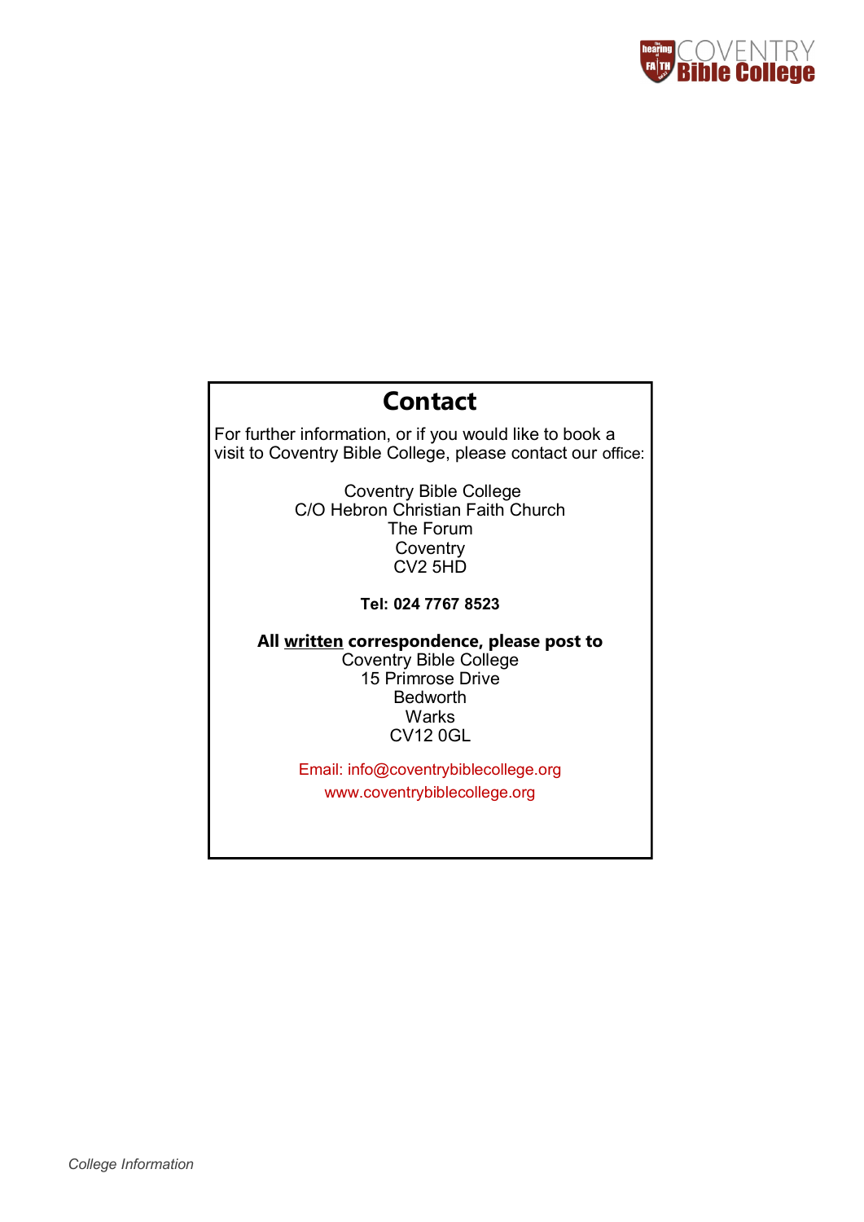## Contact

For further information, or if you would like to book a visit to Coventry Bible College, please contact our office:

Coventry Bible College
C/O Hebron Christian Faith Church
The Forum
Coventry
CV2 5HD

**Tel: 024 7767 8523**

**All written correspondence, please post to**
Coventry Bible College
15 Primrose Drive
Bedworth
Warks
CV12 0GL

Email: info@coventrybiblecollege.org
www.coventrybiblecollege.org